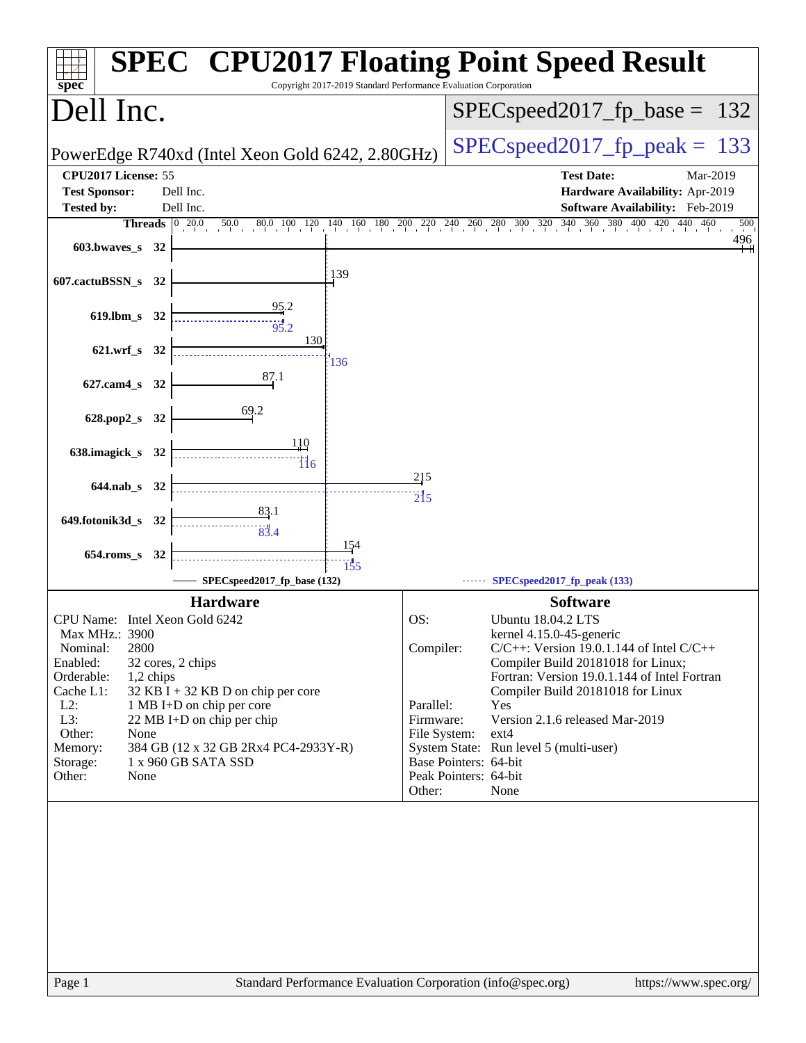# SPEC CPU2017 Floating Point Speed Result

Copyright 2017-2019 Standard Performance Evaluation Corporation

## Dell Inc.

PowerEdge R740xd (Intel Xeon Gold 6242, 2.80GHz)

SPECspeed2017_fp_base = 132

SPECspeed2017_fp_peak = 133

| | | | |
|---|---|---|---|
| **CPU2017 License:** | 55 | **Test Date:** | Mar-2019 |
| **Test Sponsor:** | Dell Inc. | **Hardware Availability:** | Apr-2019 |
| **Tested by:** | Dell Inc. | **Software Availability:** | Feb-2019 |

| Benchmark | Threads | Base | Peak |
|---|---|---|---|
| 603.bwaves_s | 32 | 496 | |
| 607.cactuBSSN_s | 32 | 139 | |
| 619.lbm_s | 32 | 95.2 | 95.2 |
| 621.wrf_s | 32 | 130 | 136 |
| 627.cam4_s | 32 | 87.1 | |
| 628.pop2_s | 32 | 69.2 | |
| 638.imagick_s | 32 | 110 | 116 |
| 644.nab_s | 32 | 215 | 215 |
| 649.fotonik3d_s | 32 | 83.1 | 83.4 |
| 654.roms_s | 32 | 154 | 155 |

SPECspeed2017_fp_base (132) ------ SPECspeed2017_fp_peak (133)

### Hardware

| | |
|---|---|
| CPU Name: | Intel Xeon Gold 6242 |
| Max MHz.: | 3900 |
| Nominal: | 2800 |
| Enabled: | 32 cores, 2 chips |
| Orderable: | 1,2 chips |
| Cache L1: | 32 KB I + 32 KB D on chip per core |
| L2: | 1 MB I+D on chip per core |
| L3: | 22 MB I+D on chip per chip |
| Other: | None |
| Memory: | 384 GB (12 x 32 GB 2Rx4 PC4-2933Y-R) |
| Storage: | 1 x 960 GB SATA SSD |
| Other: | None |

### Software

| | |
|---|---|
| OS: | Ubuntu 18.04.2 LTS<br>kernel 4.15.0-45-generic |
| Compiler: | C/C++: Version 19.0.1.144 of Intel C/C++ Compiler Build 20181018 for Linux;<br>Fortran: Version 19.0.1.144 of Intel Fortran Compiler Build 20181018 for Linux |
| Parallel: | Yes |
| Firmware: | Version 2.1.6 released Mar-2019 |
| File System: | ext4 |
| System State: | Run level 5 (multi-user) |
| Base Pointers: | 64-bit |
| Peak Pointers: | 64-bit |
| Other: | None |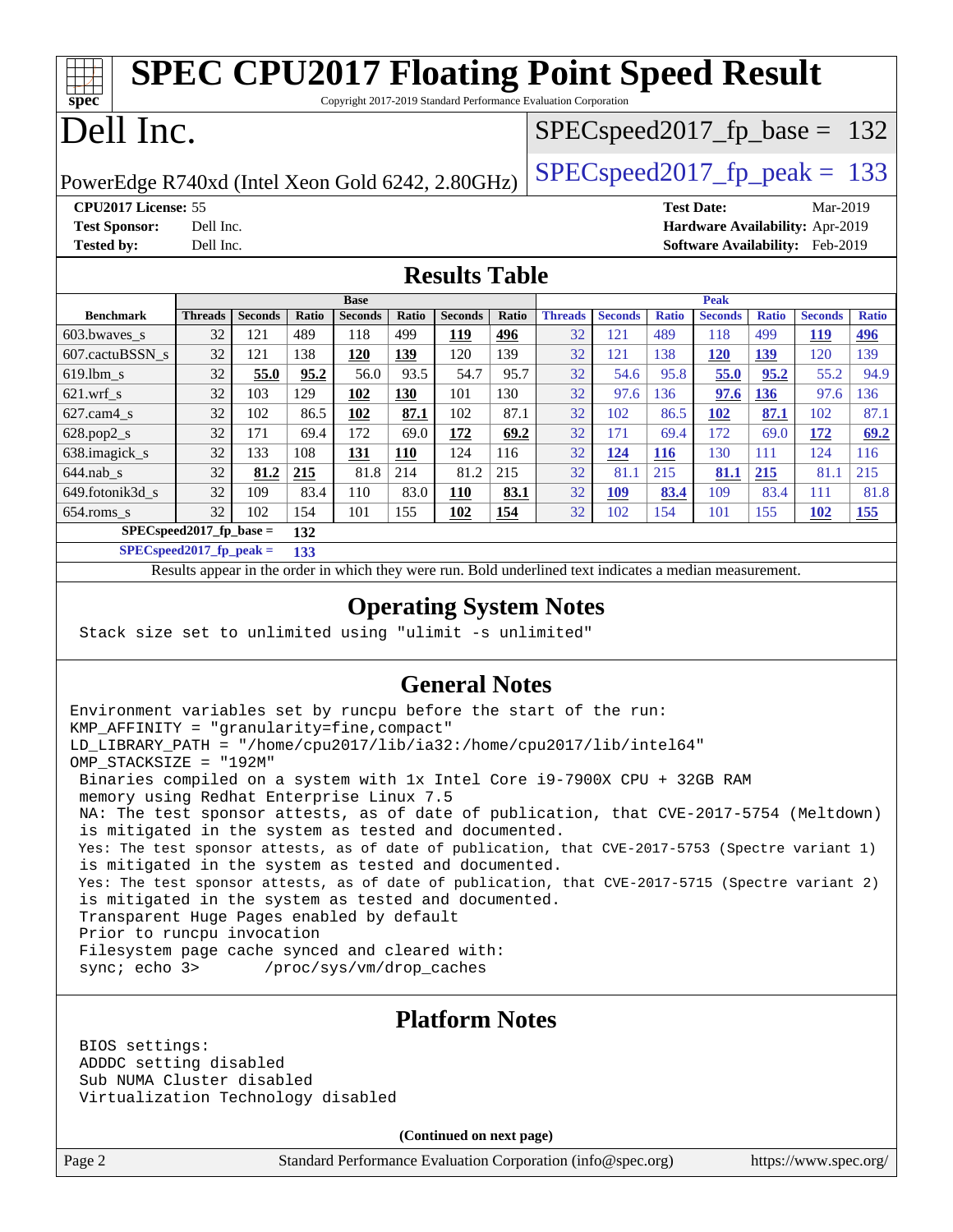# SPEC CPU2017 Floating Point Speed Result

Copyright 2017-2019 Standard Performance Evaluation Corporation

# Dell Inc.

PowerEdge R740xd (Intel Xeon Gold 6242, 2.80GHz)

SPECspeed2017_fp_base = 132

SPECspeed2017_fp_peak = 133

**CPU2017 License:** 55
**Test Sponsor:** Dell Inc.
**Tested by:** Dell Inc.

**Test Date:** Mar-2019
**Hardware Availability:** Apr-2019
**Software Availability:** Feb-2019

## Results Table

| Benchmark | Base | | | | | | | Peak | | | | | | |
|---|---|---|---|---|---|---|---|---|---|---|---|---|---|---|
| | Threads | Seconds | Ratio | Seconds | Ratio | Seconds | Ratio | Threads | Seconds | Ratio | Seconds | Ratio | Seconds | Ratio |
| 603.bwaves_s | 32 | 121 | 489 | 118 | 499 | **119** | **496** | 32 | 121 | 489 | 118 | 499 | **119** | **496** |
| 607.cactuBSSN_s | 32 | 121 | 138 | **120** | **139** | 120 | 139 | 32 | 121 | 138 | **120** | **139** | 120 | 139 |
| 619.lbm_s | 32 | **55.0** | **95.2** | 56.0 | 93.5 | 54.7 | 95.7 | 32 | 54.6 | 95.8 | **55.0** | **95.2** | 55.2 | 94.9 |
| 621.wrf_s | 32 | 103 | 129 | **102** | **130** | 101 | 130 | 32 | 97.6 | 136 | **97.6** | **136** | 97.6 | 136 |
| 627.cam4_s | 32 | 102 | 86.5 | **102** | **87.1** | 102 | 87.1 | 32 | 102 | 86.5 | **102** | **87.1** | 102 | 87.1 |
| 628.pop2_s | 32 | 171 | 69.4 | 172 | 69.0 | **172** | **69.2** | 32 | 171 | 69.4 | 172 | 69.0 | **172** | **69.2** |
| 638.imagick_s | 32 | 133 | 108 | **131** | **110** | 124 | 116 | 32 | **124** | **116** | 130 | 111 | 124 | 116 |
| 644.nab_s | 32 | **81.2** | **215** | 81.8 | 214 | 81.2 | 215 | 32 | 81.1 | 215 | **81.1** | **215** | 81.1 | 215 |
| 649.fotonik3d_s | 32 | 109 | 83.4 | 110 | 83.0 | **110** | **83.1** | 32 | **109** | **83.4** | 109 | 83.4 | 111 | 81.8 |
| 654.roms_s | 32 | 102 | 154 | 101 | 155 | **102** | **154** | 32 | 102 | 154 | 101 | 155 | **102** | **155** |

**SPECspeed2017_fp_base = 132**

**SPECspeed2017_fp_peak = 133**

Results appear in the order in which they were run. Bold underlined text indicates a median measurement.

## Operating System Notes

```
Stack size set to unlimited using "ulimit -s unlimited"
```

## General Notes

```
Environment variables set by runcpu before the start of the run:
KMP_AFFINITY = "granularity=fine,compact"
LD_LIBRARY_PATH = "/home/cpu2017/lib/ia32:/home/cpu2017/lib/intel64"
OMP_STACKSIZE = "192M"
 Binaries compiled on a system with 1x Intel Core i9-7900X CPU + 32GB RAM
 memory using Redhat Enterprise Linux 7.5
 NA: The test sponsor attests, as of date of publication, that CVE-2017-5754 (Meltdown)
 is mitigated in the system as tested and documented.
 Yes: The test sponsor attests, as of date of publication, that CVE-2017-5753 (Spectre variant 1)
 is mitigated in the system as tested and documented.
 Yes: The test sponsor attests, as of date of publication, that CVE-2017-5715 (Spectre variant 2)
 is mitigated in the system as tested and documented.
 Transparent Huge Pages enabled by default
 Prior to runcpu invocation
 Filesystem page cache synced and cleared with:
 sync; echo 3>       /proc/sys/vm/drop_caches
```

## Platform Notes

```
BIOS settings:
ADDDC setting disabled
Sub NUMA Cluster disabled
Virtualization Technology disabled
```

**(Continued on next page)**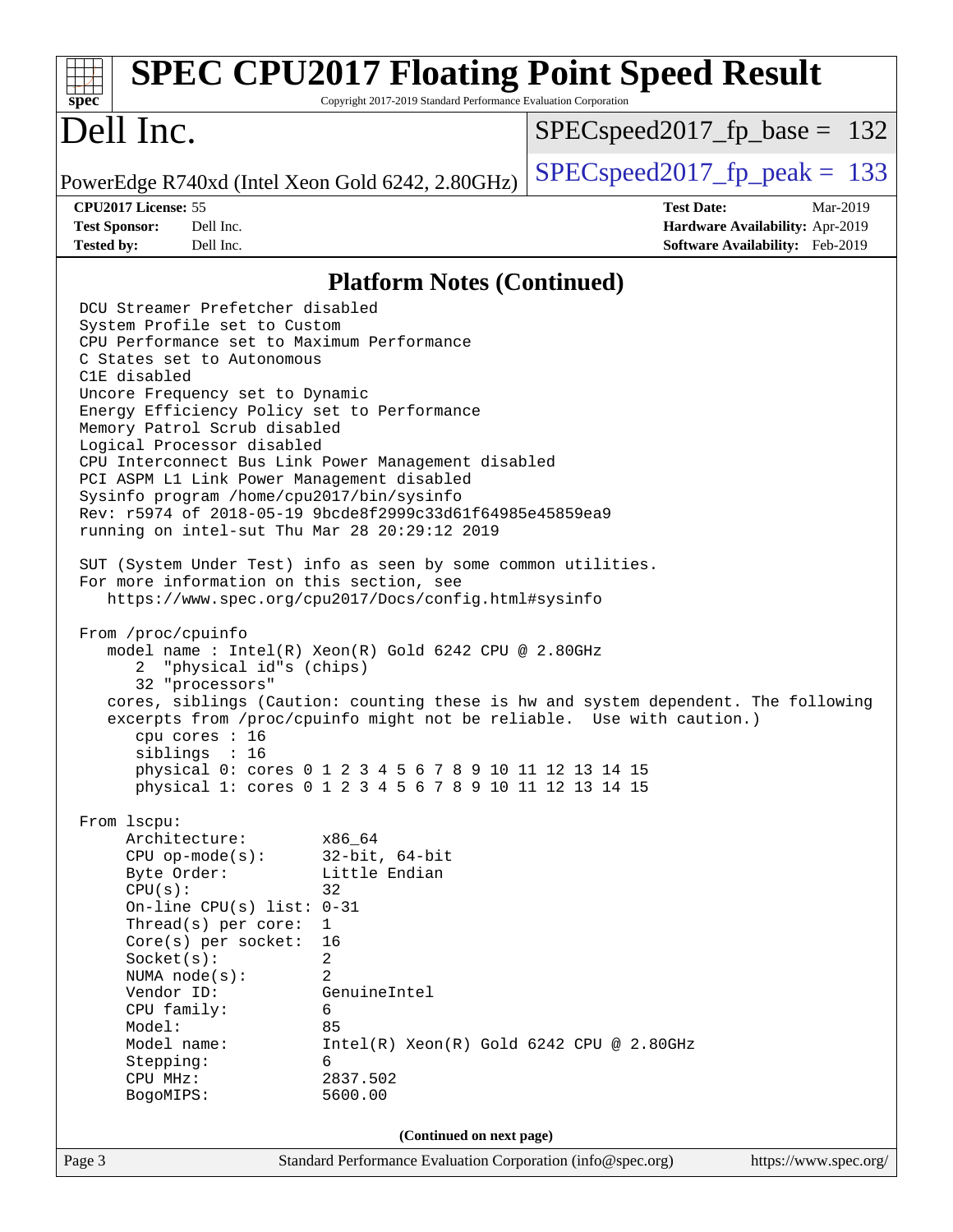# SPEC CPU2017 Floating Point Speed Result

Copyright 2017-2019 Standard Performance Evaluation Corporation

## Dell Inc.

PowerEdge R740xd (Intel Xeon Gold 6242, 2.80GHz)

SPECspeed2017_fp_base = 132

SPECspeed2017_fp_peak = 133

**CPU2017 License:** 55
**Test Sponsor:** Dell Inc.
**Tested by:** Dell Inc.

**Test Date:** Mar-2019
**Hardware Availability:** Apr-2019
**Software Availability:** Feb-2019

### Platform Notes (Continued)

```
DCU Streamer Prefetcher disabled
System Profile set to Custom
CPU Performance set to Maximum Performance
C States set to Autonomous
C1E disabled
Uncore Frequency set to Dynamic
Energy Efficiency Policy set to Performance
Memory Patrol Scrub disabled
Logical Processor disabled
CPU Interconnect Bus Link Power Management disabled
PCI ASPM L1 Link Power Management disabled
Sysinfo program /home/cpu2017/bin/sysinfo
Rev: r5974 of 2018-05-19 9bcde8f2999c33d61f64985e45859ea9
running on intel-sut Thu Mar 28 20:29:12 2019

SUT (System Under Test) info as seen by some common utilities.
For more information on this section, see
   https://www.spec.org/cpu2017/Docs/config.html#sysinfo

From /proc/cpuinfo
   model name : Intel(R) Xeon(R) Gold 6242 CPU @ 2.80GHz
      2  "physical id"s (chips)
      32 "processors"
   cores, siblings (Caution: counting these is hw and system dependent. The following
   excerpts from /proc/cpuinfo might not be reliable.  Use with caution.)
      cpu cores : 16
      siblings  : 16
      physical 0: cores 0 1 2 3 4 5 6 7 8 9 10 11 12 13 14 15
      physical 1: cores 0 1 2 3 4 5 6 7 8 9 10 11 12 13 14 15

From lscpu:
     Architecture:        x86_64
     CPU op-mode(s):      32-bit, 64-bit
     Byte Order:          Little Endian
     CPU(s):              32
     On-line CPU(s) list: 0-31
     Thread(s) per core:  1
     Core(s) per socket:  16
     Socket(s):           2
     NUMA node(s):        2
     Vendor ID:           GenuineIntel
     CPU family:          6
     Model:               85
     Model name:          Intel(R) Xeon(R) Gold 6242 CPU @ 2.80GHz
     Stepping:            6
     CPU MHz:             2837.502
     BogoMIPS:            5600.00
```

(Continued on next page)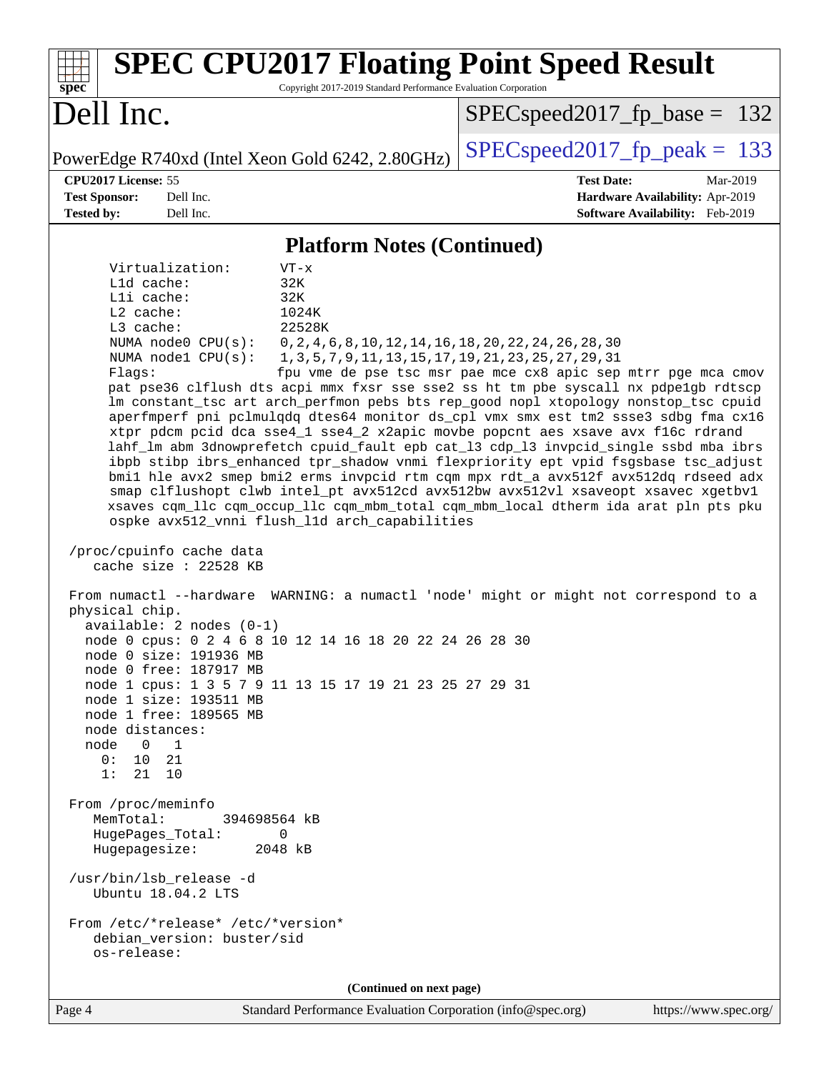## Platform Notes (Continued)

```
     Virtualization:      VT-x
     L1d cache:           32K
     L1i cache:           32K
     L2 cache:            1024K
     L3 cache:            22528K
     NUMA node0 CPU(s):   0,2,4,6,8,10,12,14,16,18,20,22,24,26,28,30
     NUMA node1 CPU(s):   1,3,5,7,9,11,13,15,17,19,21,23,25,27,29,31
     Flags:               fpu vme de pse tsc msr pae mce cx8 apic sep mtrr pge mca cmov
     pat pse36 clflush dts acpi mmx fxsr sse sse2 ss ht tm pbe syscall nx pdpe1gb rdtscp
     lm constant_tsc art arch_perfmon pebs bts rep_good nopl xtopology nonstop_tsc cpuid
     aperfmperf pni pclmulqdq dtes64 monitor ds_cpl vmx smx est tm2 ssse3 sdbg fma cx16
     xtpr pdcm pcid dca sse4_1 sse4_2 x2apic movbe popcnt aes xsave avx f16c rdrand
     lahf_lm abm 3dnowprefetch cpuid_fault epb cat_l3 cdp_l3 invpcid_single ssbd mba ibrs
     ibpb stibp ibrs_enhanced tpr_shadow vnmi flexpriority ept vpid fsgsbase tsc_adjust
     bmi1 hle avx2 smep bmi2 erms invpcid rtm cqm mpx rdt_a avx512f avx512dq rdseed adx
     smap clflushopt clwb intel_pt avx512cd avx512bw avx512vl xsaveopt xsavec xgetbv1
     xsaves cqm_llc cqm_occup_llc cqm_mbm_total cqm_mbm_local dtherm ida arat pln pts pku
     ospke avx512_vnni flush_l1d arch_capabilities

 /proc/cpuinfo cache data
    cache size : 22528 KB

 From numactl --hardware  WARNING: a numactl 'node' might or might not correspond to a
 physical chip.
   available: 2 nodes (0-1)
   node 0 cpus: 0 2 4 6 8 10 12 14 16 18 20 22 24 26 28 30
   node 0 size: 191936 MB
   node 0 free: 187917 MB
   node 1 cpus: 1 3 5 7 9 11 13 15 17 19 21 23 25 27 29 31
   node 1 size: 193511 MB
   node 1 free: 189565 MB
   node distances:
   node   0   1
     0:  10  21
     1:  21  10

 From /proc/meminfo
    MemTotal:       394698564 kB
    HugePages_Total:       0
    Hugepagesize:       2048 kB

 /usr/bin/lsb_release -d
    Ubuntu 18.04.2 LTS

 From /etc/*release* /etc/*version*
    debian_version: buster/sid
    os-release:
```

(Continued on next page)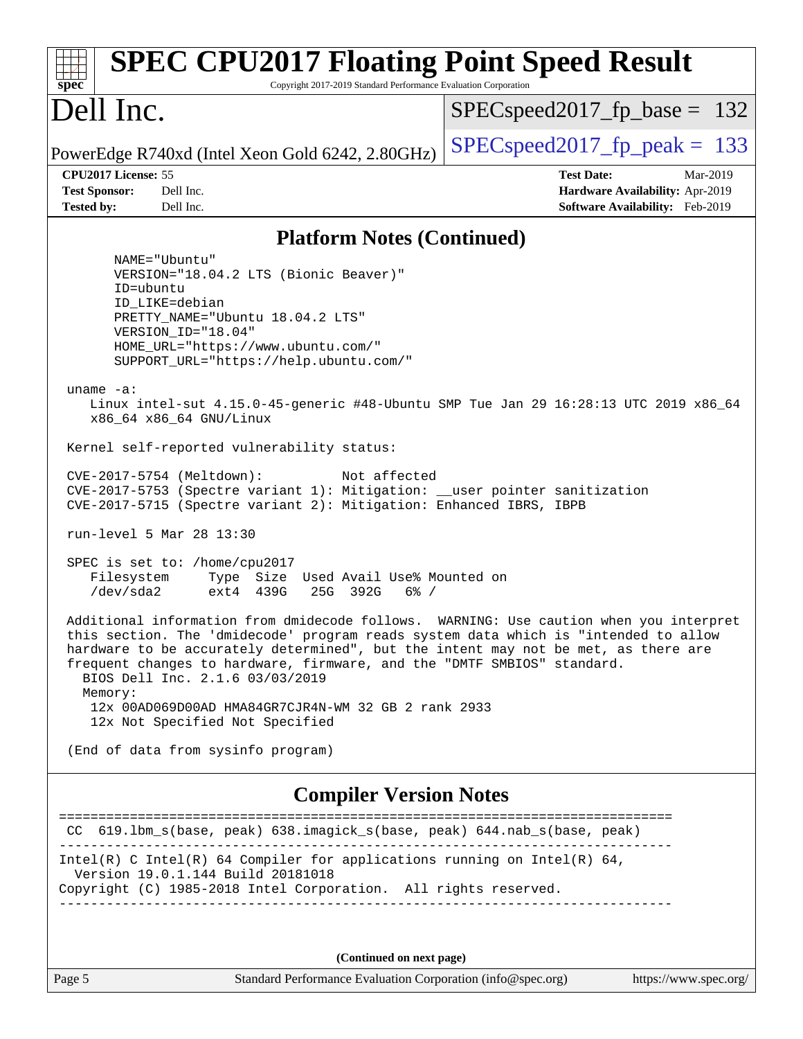## Platform Notes (Continued)

```
      NAME="Ubuntu"
      VERSION="18.04.2 LTS (Bionic Beaver)"
      ID=ubuntu
      ID_LIKE=debian
      PRETTY_NAME="Ubuntu 18.04.2 LTS"
      VERSION_ID="18.04"
      HOME_URL="https://www.ubuntu.com/"
      SUPPORT_URL="https://help.ubuntu.com/"

 uname -a:
    Linux intel-sut 4.15.0-45-generic #48-Ubuntu SMP Tue Jan 29 16:28:13 UTC 2019 x86_64
    x86_64 x86_64 GNU/Linux

 Kernel self-reported vulnerability status:

 CVE-2017-5754 (Meltdown):          Not affected
 CVE-2017-5753 (Spectre variant 1): Mitigation: __user pointer sanitization
 CVE-2017-5715 (Spectre variant 2): Mitigation: Enhanced IBRS, IBPB

 run-level 5 Mar 28 13:30

 SPEC is set to: /home/cpu2017
    Filesystem     Type  Size  Used Avail Use% Mounted on
    /dev/sda2      ext4  439G   25G  392G   6% /

 Additional information from dmidecode follows.  WARNING: Use caution when you interpret
 this section. The 'dmidecode' program reads system data which is "intended to allow
 hardware to be accurately determined", but the intent may not be met, as there are
 frequent changes to hardware, firmware, and the "DMTF SMBIOS" standard.
   BIOS Dell Inc. 2.1.6 03/03/2019
   Memory:
    12x 00AD069D00AD HMA84GR7CJR4N-WM 32 GB 2 rank 2933
    12x Not Specified Not Specified

 (End of data from sysinfo program)
```

## Compiler Version Notes

```
==============================================================================
 CC  619.lbm_s(base, peak) 638.imagick_s(base, peak) 644.nab_s(base, peak)
------------------------------------------------------------------------------
Intel(R) C Intel(R) 64 Compiler for applications running on Intel(R) 64,
  Version 19.0.1.144 Build 20181018
Copyright (C) 1985-2018 Intel Corporation.  All rights reserved.
------------------------------------------------------------------------------
```

**(Continued on next page)**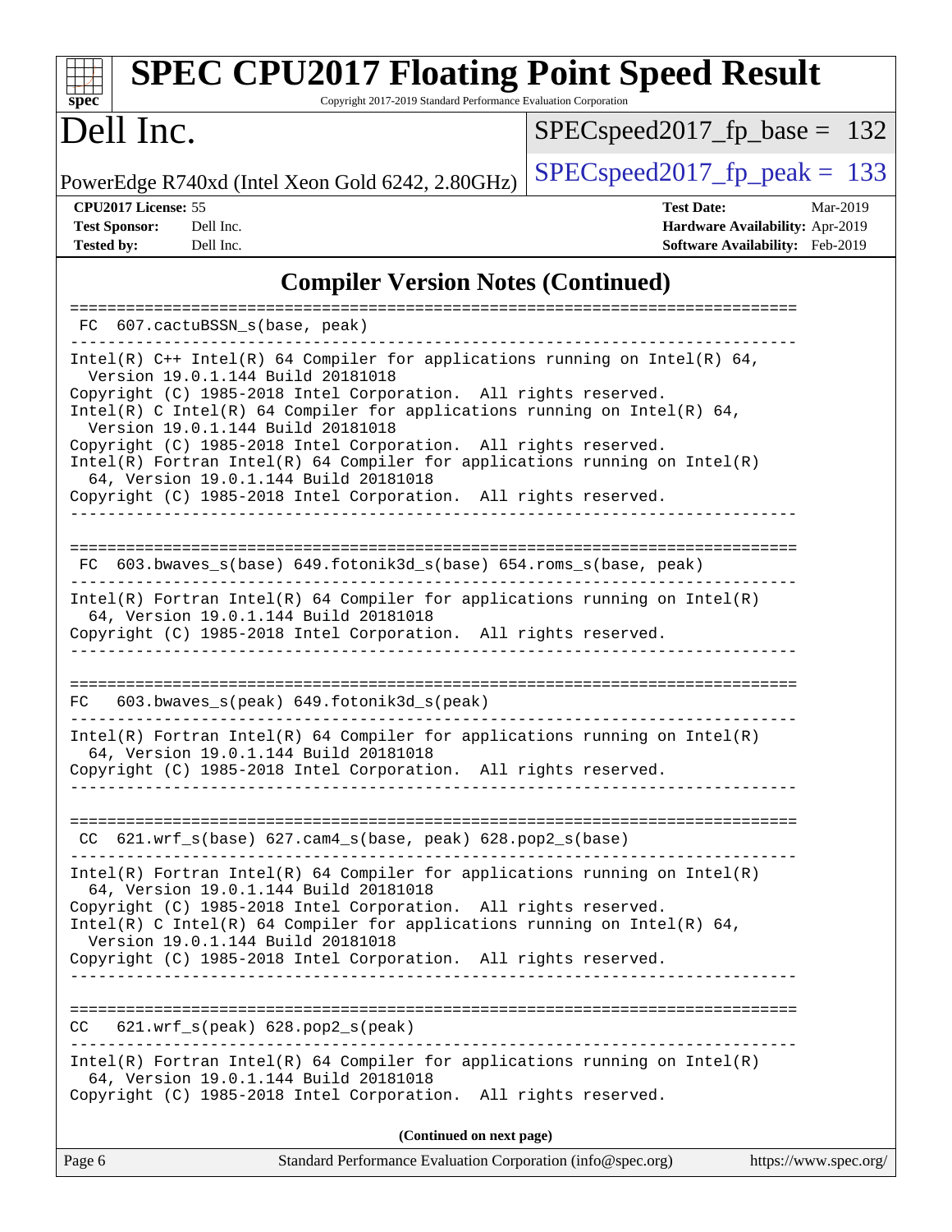# SPEC CPU2017 Floating Point Speed Result

Copyright 2017-2019 Standard Performance Evaluation Corporation

# Dell Inc.

PowerEdge R740xd (Intel Xeon Gold 6242, 2.80GHz)

SPECspeed2017_fp_base = 132

SPECspeed2017_fp_peak = 133

**CPU2017 License:** 55
**Test Sponsor:** Dell Inc.
**Tested by:** Dell Inc.

**Test Date:** Mar-2019
**Hardware Availability:** Apr-2019
**Software Availability:** Feb-2019

## Compiler Version Notes (Continued)

```
==============================================================================
 FC  607.cactuBSSN_s(base, peak)
------------------------------------------------------------------------------
Intel(R) C++ Intel(R) 64 Compiler for applications running on Intel(R) 64,
  Version 19.0.1.144 Build 20181018
Copyright (C) 1985-2018 Intel Corporation.  All rights reserved.
Intel(R) C Intel(R) 64 Compiler for applications running on Intel(R) 64,
  Version 19.0.1.144 Build 20181018
Copyright (C) 1985-2018 Intel Corporation.  All rights reserved.
Intel(R) Fortran Intel(R) 64 Compiler for applications running on Intel(R)
  64, Version 19.0.1.144 Build 20181018
Copyright (C) 1985-2018 Intel Corporation.  All rights reserved.
------------------------------------------------------------------------------

==============================================================================
 FC  603.bwaves_s(base) 649.fotonik3d_s(base) 654.roms_s(base, peak)
------------------------------------------------------------------------------
Intel(R) Fortran Intel(R) 64 Compiler for applications running on Intel(R)
  64, Version 19.0.1.144 Build 20181018
Copyright (C) 1985-2018 Intel Corporation.  All rights reserved.
------------------------------------------------------------------------------

==============================================================================
 FC   603.bwaves_s(peak) 649.fotonik3d_s(peak)
------------------------------------------------------------------------------
Intel(R) Fortran Intel(R) 64 Compiler for applications running on Intel(R)
  64, Version 19.0.1.144 Build 20181018
Copyright (C) 1985-2018 Intel Corporation.  All rights reserved.
------------------------------------------------------------------------------

==============================================================================
 CC  621.wrf_s(base) 627.cam4_s(base, peak) 628.pop2_s(base)
------------------------------------------------------------------------------
Intel(R) Fortran Intel(R) 64 Compiler for applications running on Intel(R)
  64, Version 19.0.1.144 Build 20181018
Copyright (C) 1985-2018 Intel Corporation.  All rights reserved.
Intel(R) C Intel(R) 64 Compiler for applications running on Intel(R) 64,
  Version 19.0.1.144 Build 20181018
Copyright (C) 1985-2018 Intel Corporation.  All rights reserved.
------------------------------------------------------------------------------

==============================================================================
 CC   621.wrf_s(peak) 628.pop2_s(peak)
------------------------------------------------------------------------------
Intel(R) Fortran Intel(R) 64 Compiler for applications running on Intel(R)
  64, Version 19.0.1.144 Build 20181018
Copyright (C) 1985-2018 Intel Corporation.  All rights reserved.
```

**(Continued on next page)**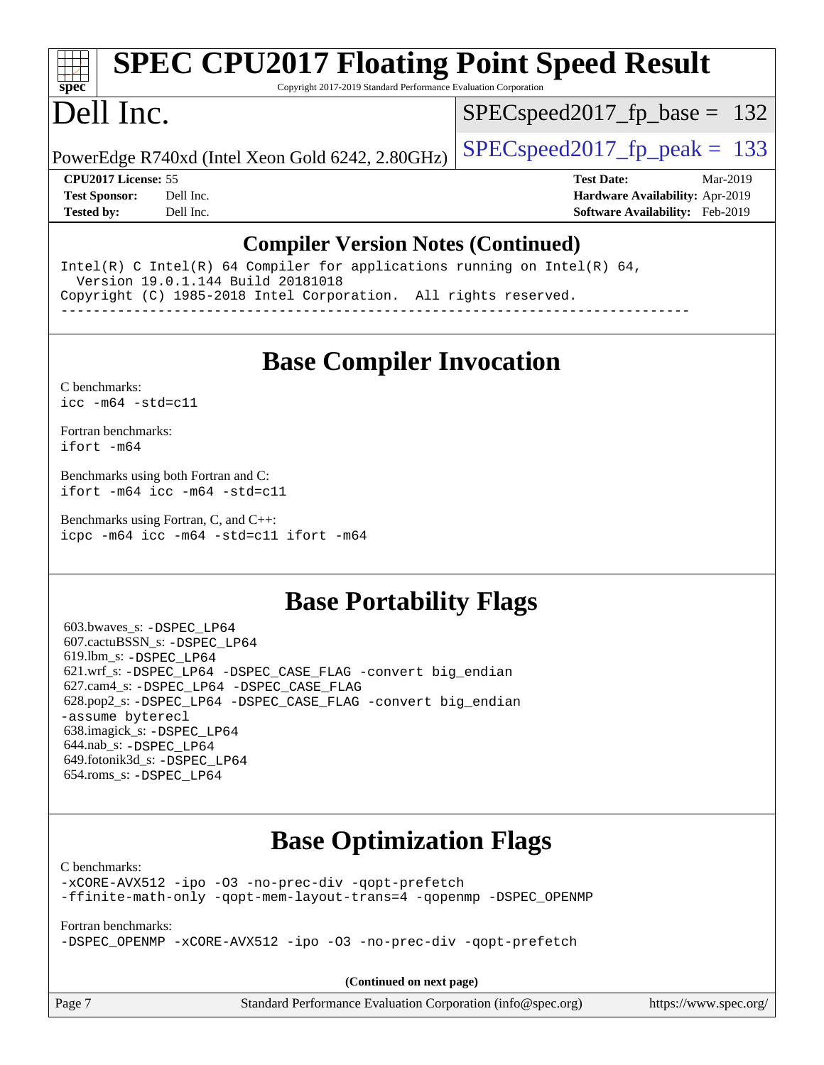# SPEC CPU2017 Floating Point Speed Result

Copyright 2017-2019 Standard Performance Evaluation Corporation

# Dell Inc.

PowerEdge R740xd (Intel Xeon Gold 6242, 2.80GHz)

SPECspeed2017_fp_base = 132

SPECspeed2017_fp_peak = 133

**CPU2017 License:** 55
**Test Sponsor:** Dell Inc.
**Tested by:** Dell Inc.

**Test Date:** Mar-2019
**Hardware Availability:** Apr-2019
**Software Availability:** Feb-2019

## Compiler Version Notes (Continued)

```
Intel(R) C Intel(R) 64 Compiler for applications running on Intel(R) 64,
  Version 19.0.1.144 Build 20181018
Copyright (C) 1985-2018 Intel Corporation.  All rights reserved.
------------------------------------------------------------------------------
```

## Base Compiler Invocation

C benchmarks:
`icc -m64 -std=c11`

Fortran benchmarks:
`ifort -m64`

Benchmarks using both Fortran and C:
`ifort -m64 icc -m64 -std=c11`

Benchmarks using Fortran, C, and C++:
`icpc -m64 icc -m64 -std=c11 ifort -m64`

## Base Portability Flags

603.bwaves_s: `-DSPEC_LP64`
607.cactuBSSN_s: `-DSPEC_LP64`
619.lbm_s: `-DSPEC_LP64`
621.wrf_s: `-DSPEC_LP64 -DSPEC_CASE_FLAG -convert big_endian`
627.cam4_s: `-DSPEC_LP64 -DSPEC_CASE_FLAG`
628.pop2_s: `-DSPEC_LP64 -DSPEC_CASE_FLAG -convert big_endian -assume byterecl`
638.imagick_s: `-DSPEC_LP64`
644.nab_s: `-DSPEC_LP64`
649.fotonik3d_s: `-DSPEC_LP64`
654.roms_s: `-DSPEC_LP64`

## Base Optimization Flags

C benchmarks:
`-xCORE-AVX512 -ipo -O3 -no-prec-div -qopt-prefetch -ffinite-math-only -qopt-mem-layout-trans=4 -qopenmp -DSPEC_OPENMP`

Fortran benchmarks:
`-DSPEC_OPENMP -xCORE-AVX512 -ipo -O3 -no-prec-div -qopt-prefetch`

**(Continued on next page)**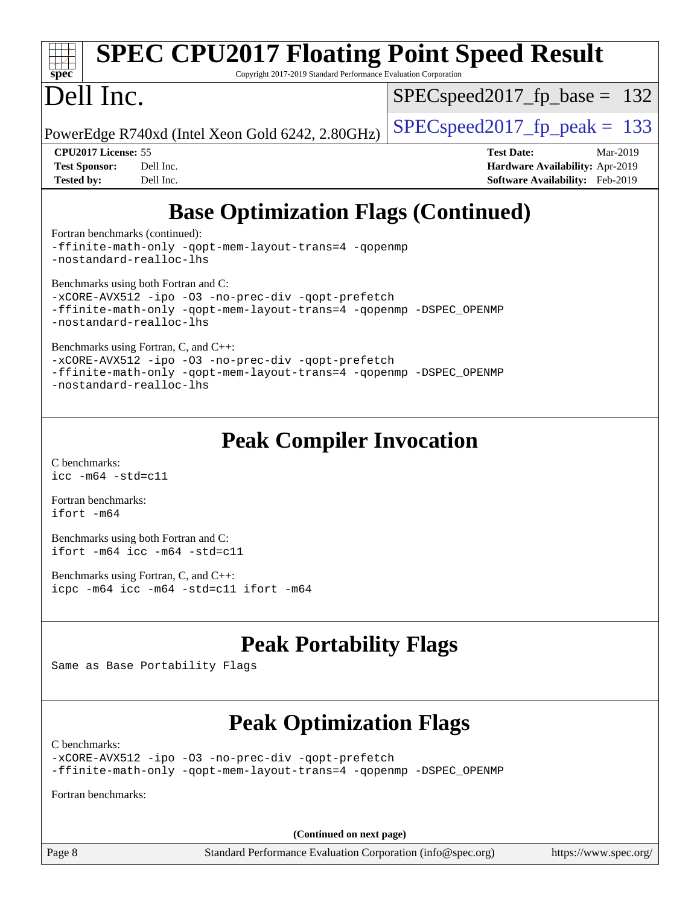# Base Optimization Flags (Continued)

Fortran benchmarks (continued):

```
-ffinite-math-only -qopt-mem-layout-trans=4 -qopenmp
-nostandard-realloc-lhs
```

Benchmarks using both Fortran and C:

```
-xCORE-AVX512 -ipo -O3 -no-prec-div -qopt-prefetch
-ffinite-math-only -qopt-mem-layout-trans=4 -qopenmp -DSPEC_OPENMP
-nostandard-realloc-lhs
```

Benchmarks using Fortran, C, and C++:

```
-xCORE-AVX512 -ipo -O3 -no-prec-div -qopt-prefetch
-ffinite-math-only -qopt-mem-layout-trans=4 -qopenmp -DSPEC_OPENMP
-nostandard-realloc-lhs
```

# Peak Compiler Invocation

C benchmarks:

```
icc -m64 -std=c11
```

Fortran benchmarks:

```
ifort -m64
```

Benchmarks using both Fortran and C:

```
ifort -m64 icc -m64 -std=c11
```

Benchmarks using Fortran, C, and C++:

```
icpc -m64 icc -m64 -std=c11 ifort -m64
```

# Peak Portability Flags

Same as Base Portability Flags

# Peak Optimization Flags

C benchmarks:

```
-xCORE-AVX512 -ipo -O3 -no-prec-div -qopt-prefetch
-ffinite-math-only -qopt-mem-layout-trans=4 -qopenmp -DSPEC_OPENMP
```

Fortran benchmarks:

**(Continued on next page)**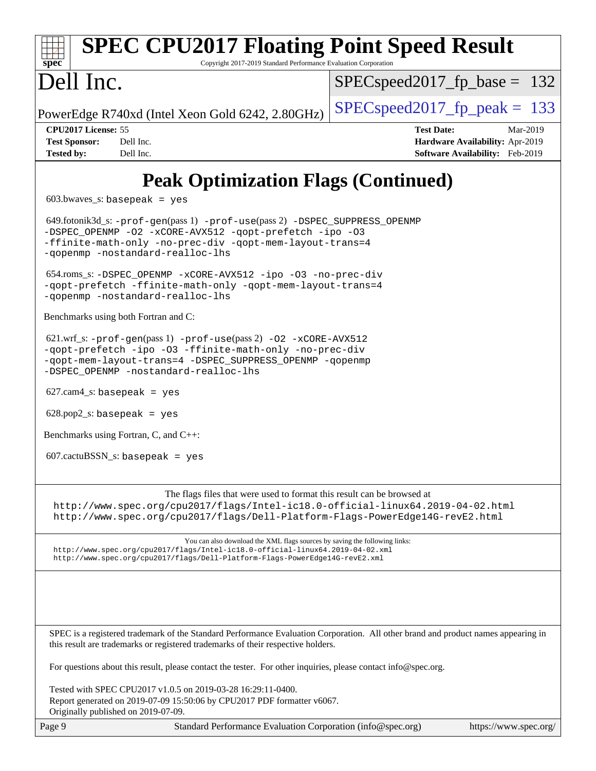# Peak Optimization Flags (Continued)

603.bwaves_s: basepeak = yes

649.fotonik3d_s: -prof-gen(pass 1) -prof-use(pass 2) -DSPEC_SUPPRESS_OPENMP -DSPEC_OPENMP -O2 -xCORE-AVX512 -qopt-prefetch -ipo -O3 -ffinite-math-only -no-prec-div -qopt-mem-layout-trans=4 -qopenmp -nostandard-realloc-lhs

654.roms_s: -DSPEC_OPENMP -xCORE-AVX512 -ipo -O3 -no-prec-div -qopt-prefetch -ffinite-math-only -qopt-mem-layout-trans=4 -qopenmp -nostandard-realloc-lhs

Benchmarks using both Fortran and C:

621.wrf_s: -prof-gen(pass 1) -prof-use(pass 2) -O2 -xCORE-AVX512 -qopt-prefetch -ipo -O3 -ffinite-math-only -no-prec-div -qopt-mem-layout-trans=4 -DSPEC_SUPPRESS_OPENMP -qopenmp -DSPEC_OPENMP -nostandard-realloc-lhs

627.cam4_s: basepeak = yes

628.pop2_s: basepeak = yes

Benchmarks using Fortran, C, and C++:

607.cactuBSSN_s: basepeak = yes

The flags files that were used to format this result can be browsed at
http://www.spec.org/cpu2017/flags/Intel-ic18.0-official-linux64.2019-04-02.html
http://www.spec.org/cpu2017/flags/Dell-Platform-Flags-PowerEdge14G-revE2.html

You can also download the XML flags sources by saving the following links:
http://www.spec.org/cpu2017/flags/Intel-ic18.0-official-linux64.2019-04-02.xml
http://www.spec.org/cpu2017/flags/Dell-Platform-Flags-PowerEdge14G-revE2.xml

SPEC is a registered trademark of the Standard Performance Evaluation Corporation. All other brand and product names appearing in this result are trademarks or registered trademarks of their respective holders.

For questions about this result, please contact the tester. For other inquiries, please contact info@spec.org.

Tested with SPEC CPU2017 v1.0.5 on 2019-03-28 16:29:11-0400.
Report generated on 2019-07-09 15:50:06 by CPU2017 PDF formatter v6067.
Originally published on 2019-07-09.